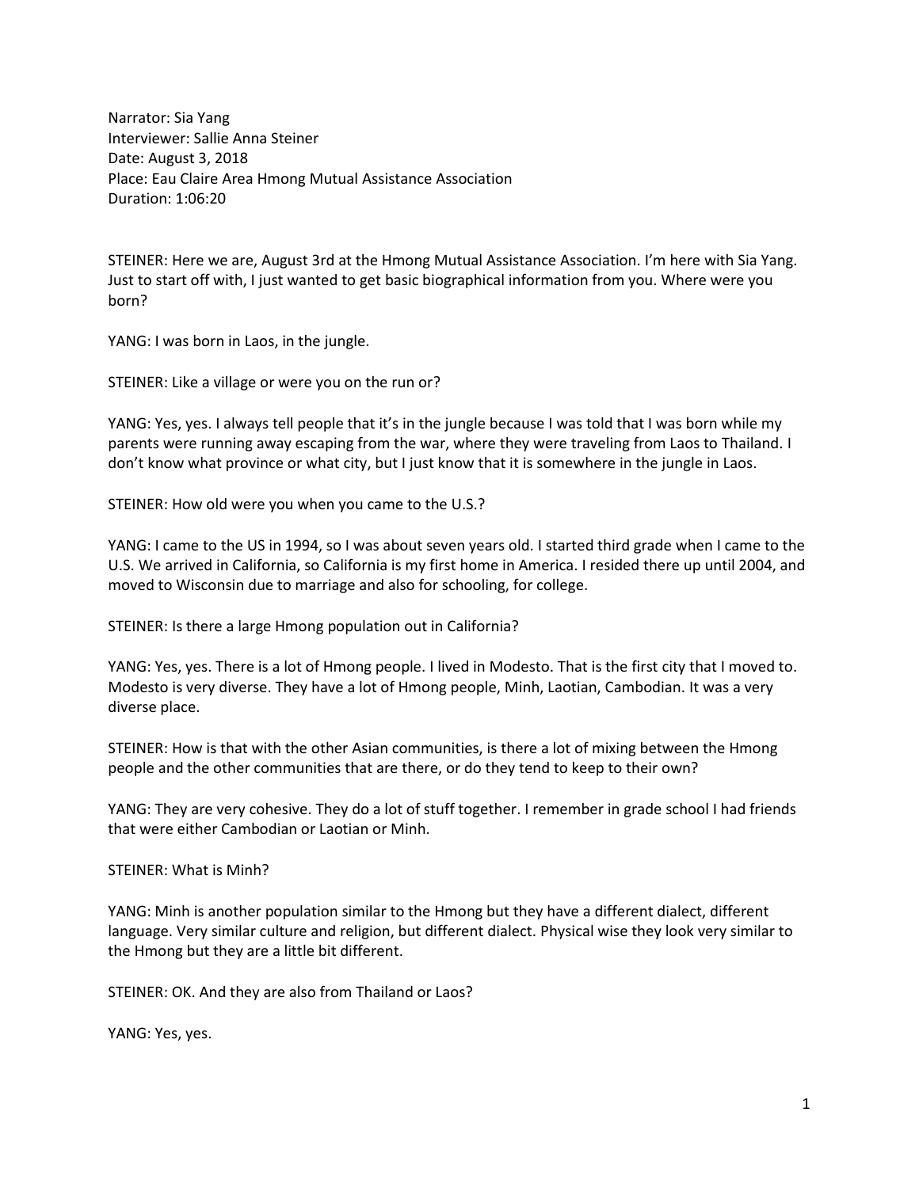Narrator: Sia Yang
Interviewer: Sallie Anna Steiner
Date: August 3, 2018
Place: Eau Claire Area Hmong Mutual Assistance Association
Duration: 1:06:20

STEINER: Here we are, August 3rd at the Hmong Mutual Assistance Association. I'm here with Sia Yang. Just to start off with, I just wanted to get basic biographical information from you. Where were you born?

YANG: I was born in Laos, in the jungle.

STEINER: Like a village or were you on the run or?

YANG: Yes, yes. I always tell people that it's in the jungle because I was told that I was born while my parents were running away escaping from the war, where they were traveling from Laos to Thailand. I don't know what province or what city, but I just know that it is somewhere in the jungle in Laos.

STEINER: How old were you when you came to the U.S.?

YANG: I came to the US in 1994, so I was about seven years old. I started third grade when I came to the U.S. We arrived in California, so California is my first home in America. I resided there up until 2004, and moved to Wisconsin due to marriage and also for schooling, for college.

STEINER: Is there a large Hmong population out in California?

YANG: Yes, yes. There is a lot of Hmong people. I lived in Modesto. That is the first city that I moved to. Modesto is very diverse. They have a lot of Hmong people, Minh, Laotian, Cambodian. It was a very diverse place.

STEINER: How is that with the other Asian communities, is there a lot of mixing between the Hmong people and the other communities that are there, or do they tend to keep to their own?

YANG: They are very cohesive. They do a lot of stuff together. I remember in grade school I had friends that were either Cambodian or Laotian or Minh.

STEINER: What is Minh?

YANG: Minh is another population similar to the Hmong but they have a different dialect, different language. Very similar culture and religion, but different dialect. Physical wise they look very similar to the Hmong but they are a little bit different.

STEINER: OK. And they are also from Thailand or Laos?

YANG: Yes, yes.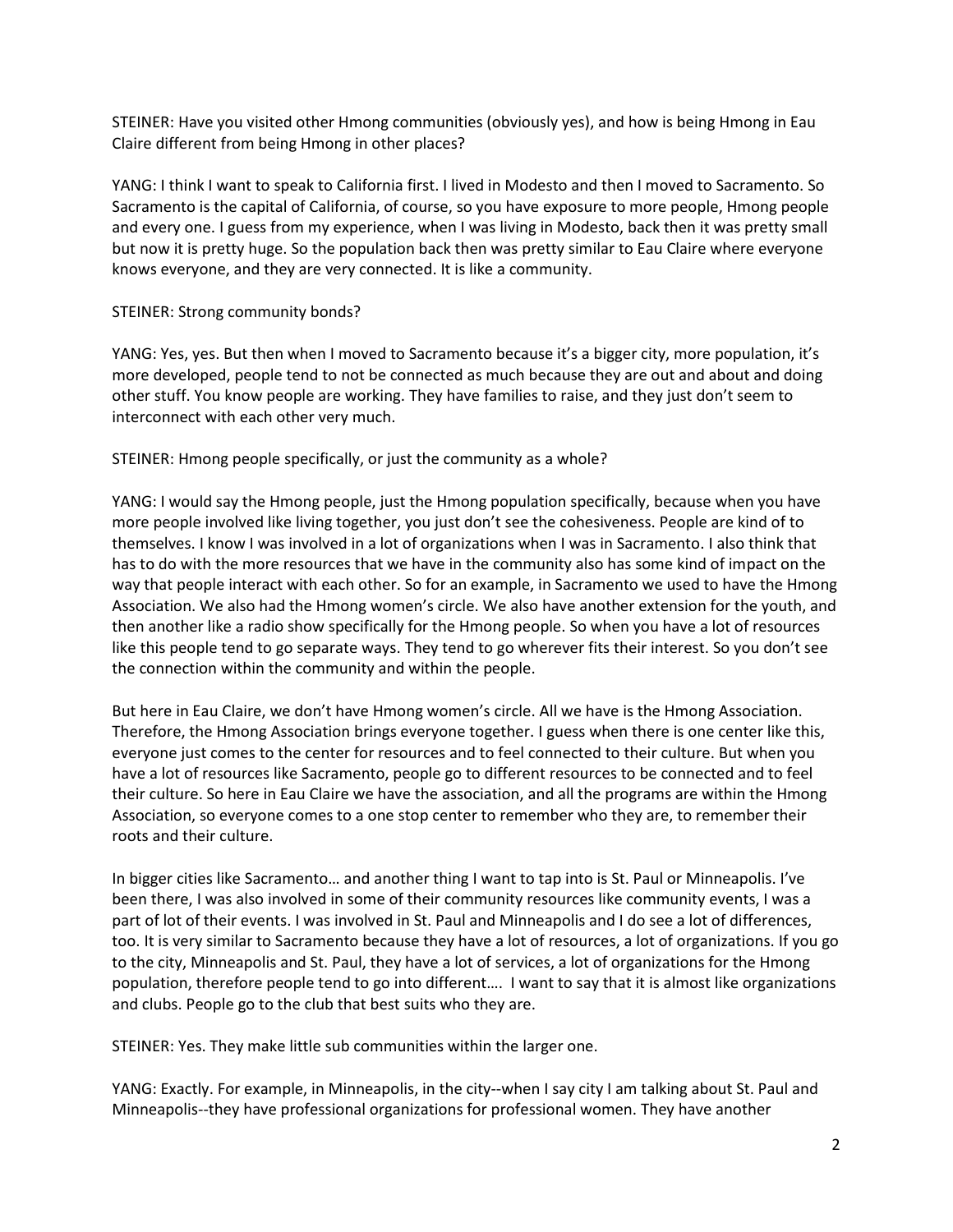STEINER: Have you visited other Hmong communities (obviously yes), and how is being Hmong in Eau Claire different from being Hmong in other places?

YANG: I think I want to speak to California first. I lived in Modesto and then I moved to Sacramento. So Sacramento is the capital of California, of course, so you have exposure to more people, Hmong people and every one. I guess from my experience, when I was living in Modesto, back then it was pretty small but now it is pretty huge. So the population back then was pretty similar to Eau Claire where everyone knows everyone, and they are very connected. It is like a community.

STEINER: Strong community bonds?

YANG: Yes, yes. But then when I moved to Sacramento because it's a bigger city, more population, it's more developed, people tend to not be connected as much because they are out and about and doing other stuff. You know people are working. They have families to raise, and they just don't seem to interconnect with each other very much.

STEINER: Hmong people specifically, or just the community as a whole?

YANG: I would say the Hmong people, just the Hmong population specifically, because when you have more people involved like living together, you just don't see the cohesiveness. People are kind of to themselves. I know I was involved in a lot of organizations when I was in Sacramento. I also think that has to do with the more resources that we have in the community also has some kind of impact on the way that people interact with each other. So for an example, in Sacramento we used to have the Hmong Association. We also had the Hmong women's circle. We also have another extension for the youth, and then another like a radio show specifically for the Hmong people. So when you have a lot of resources like this people tend to go separate ways. They tend to go wherever fits their interest. So you don't see the connection within the community and within the people.

But here in Eau Claire, we don't have Hmong women's circle. All we have is the Hmong Association. Therefore, the Hmong Association brings everyone together. I guess when there is one center like this, everyone just comes to the center for resources and to feel connected to their culture. But when you have a lot of resources like Sacramento, people go to different resources to be connected and to feel their culture. So here in Eau Claire we have the association, and all the programs are within the Hmong Association, so everyone comes to a one stop center to remember who they are, to remember their roots and their culture.

In bigger cities like Sacramento… and another thing I want to tap into is St. Paul or Minneapolis. I've been there, I was also involved in some of their community resources like community events, I was a part of lot of their events. I was involved in St. Paul and Minneapolis and I do see a lot of differences, too. It is very similar to Sacramento because they have a lot of resources, a lot of organizations. If you go to the city, Minneapolis and St. Paul, they have a lot of services, a lot of organizations for the Hmong population, therefore people tend to go into different…. I want to say that it is almost like organizations and clubs. People go to the club that best suits who they are.

STEINER: Yes. They make little sub communities within the larger one.

YANG: Exactly. For example, in Minneapolis, in the city--when I say city I am talking about St. Paul and Minneapolis--they have professional organizations for professional women. They have another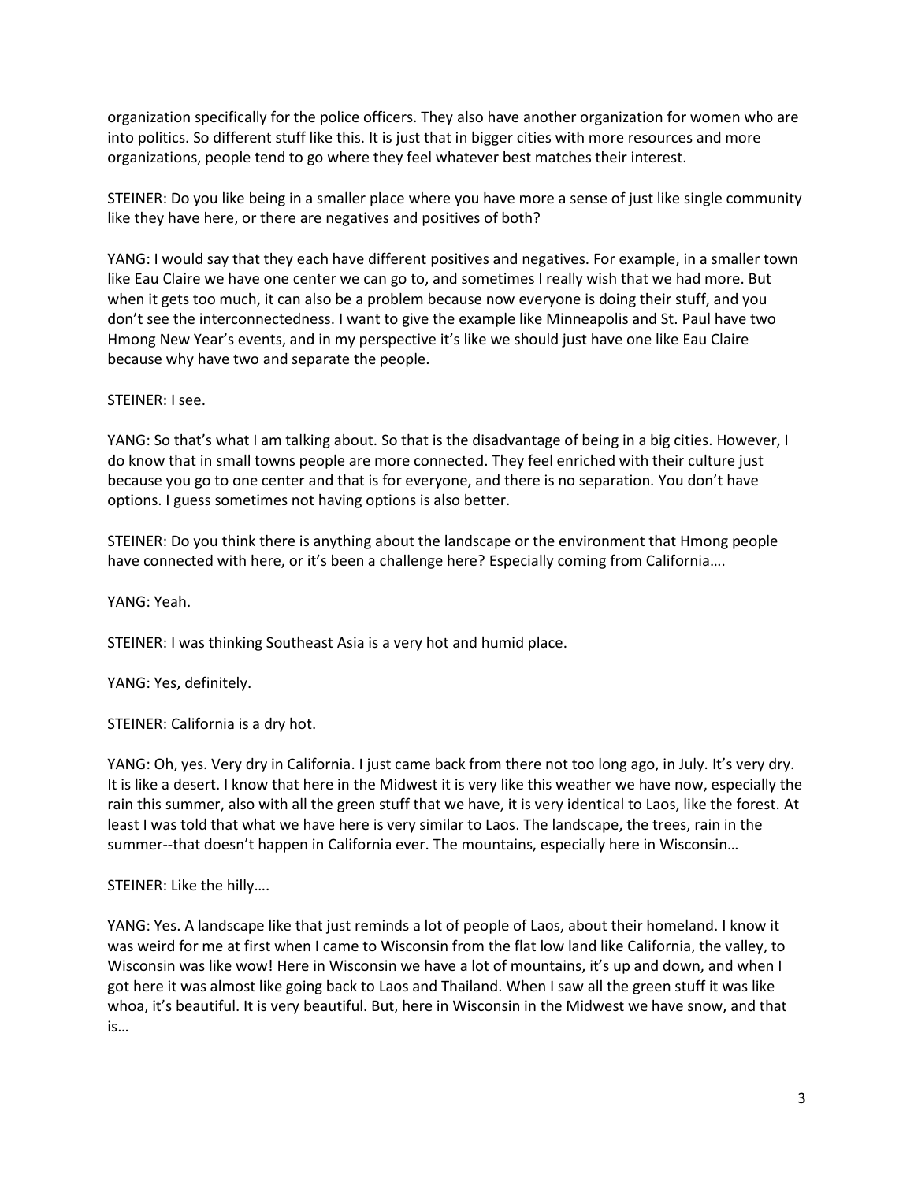organization specifically for the police officers. They also have another organization for women who are into politics. So different stuff like this. It is just that in bigger cities with more resources and more organizations, people tend to go where they feel whatever best matches their interest.

STEINER: Do you like being in a smaller place where you have more a sense of just like single community like they have here, or there are negatives and positives of both?

YANG: I would say that they each have different positives and negatives. For example, in a smaller town like Eau Claire we have one center we can go to, and sometimes I really wish that we had more. But when it gets too much, it can also be a problem because now everyone is doing their stuff, and you don't see the interconnectedness. I want to give the example like Minneapolis and St. Paul have two Hmong New Year's events, and in my perspective it's like we should just have one like Eau Claire because why have two and separate the people.

STEINER: I see.

YANG: So that's what I am talking about. So that is the disadvantage of being in a big cities. However, I do know that in small towns people are more connected. They feel enriched with their culture just because you go to one center and that is for everyone, and there is no separation. You don't have options. I guess sometimes not having options is also better.

STEINER: Do you think there is anything about the landscape or the environment that Hmong people have connected with here, or it's been a challenge here? Especially coming from California….

YANG: Yeah.

STEINER: I was thinking Southeast Asia is a very hot and humid place.

YANG: Yes, definitely.

STEINER: California is a dry hot.

YANG: Oh, yes. Very dry in California. I just came back from there not too long ago, in July. It's very dry. It is like a desert. I know that here in the Midwest it is very like this weather we have now, especially the rain this summer, also with all the green stuff that we have, it is very identical to Laos, like the forest. At least I was told that what we have here is very similar to Laos. The landscape, the trees, rain in the summer--that doesn't happen in California ever. The mountains, especially here in Wisconsin…

STEINER: Like the hilly….

YANG: Yes. A landscape like that just reminds a lot of people of Laos, about their homeland. I know it was weird for me at first when I came to Wisconsin from the flat low land like California, the valley, to Wisconsin was like wow! Here in Wisconsin we have a lot of mountains, it's up and down, and when I got here it was almost like going back to Laos and Thailand. When I saw all the green stuff it was like whoa, it's beautiful. It is very beautiful. But, here in Wisconsin in the Midwest we have snow, and that is…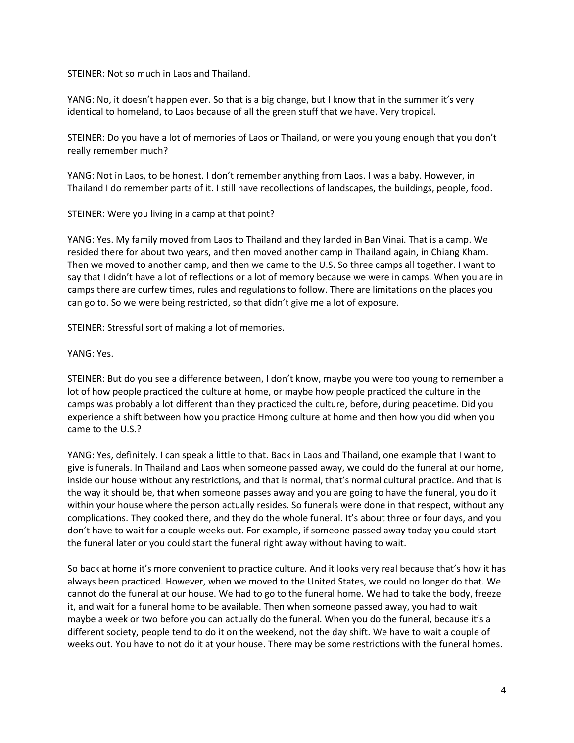STEINER: Not so much in Laos and Thailand.

YANG: No, it doesn't happen ever. So that is a big change, but I know that in the summer it's very identical to homeland, to Laos because of all the green stuff that we have. Very tropical.

STEINER: Do you have a lot of memories of Laos or Thailand, or were you young enough that you don't really remember much?

YANG: Not in Laos, to be honest. I don't remember anything from Laos. I was a baby. However, in Thailand I do remember parts of it. I still have recollections of landscapes, the buildings, people, food.

STEINER: Were you living in a camp at that point?

YANG: Yes. My family moved from Laos to Thailand and they landed in Ban Vinai. That is a camp. We resided there for about two years, and then moved another camp in Thailand again, in Chiang Kham. Then we moved to another camp, and then we came to the U.S. So three camps all together. I want to say that I didn't have a lot of reflections or a lot of memory because we were in camps. When you are in camps there are curfew times, rules and regulations to follow. There are limitations on the places you can go to. So we were being restricted, so that didn't give me a lot of exposure.

STEINER: Stressful sort of making a lot of memories.

YANG: Yes.

STEINER: But do you see a difference between, I don't know, maybe you were too young to remember a lot of how people practiced the culture at home, or maybe how people practiced the culture in the camps was probably a lot different than they practiced the culture, before, during peacetime. Did you experience a shift between how you practice Hmong culture at home and then how you did when you came to the U.S.?

YANG: Yes, definitely. I can speak a little to that. Back in Laos and Thailand, one example that I want to give is funerals. In Thailand and Laos when someone passed away, we could do the funeral at our home, inside our house without any restrictions, and that is normal, that's normal cultural practice. And that is the way it should be, that when someone passes away and you are going to have the funeral, you do it within your house where the person actually resides. So funerals were done in that respect, without any complications. They cooked there, and they do the whole funeral. It's about three or four days, and you don't have to wait for a couple weeks out. For example, if someone passed away today you could start the funeral later or you could start the funeral right away without having to wait.

So back at home it's more convenient to practice culture. And it looks very real because that's how it has always been practiced. However, when we moved to the United States, we could no longer do that. We cannot do the funeral at our house. We had to go to the funeral home. We had to take the body, freeze it, and wait for a funeral home to be available. Then when someone passed away, you had to wait maybe a week or two before you can actually do the funeral. When you do the funeral, because it's a different society, people tend to do it on the weekend, not the day shift. We have to wait a couple of weeks out. You have to not do it at your house. There may be some restrictions with the funeral homes.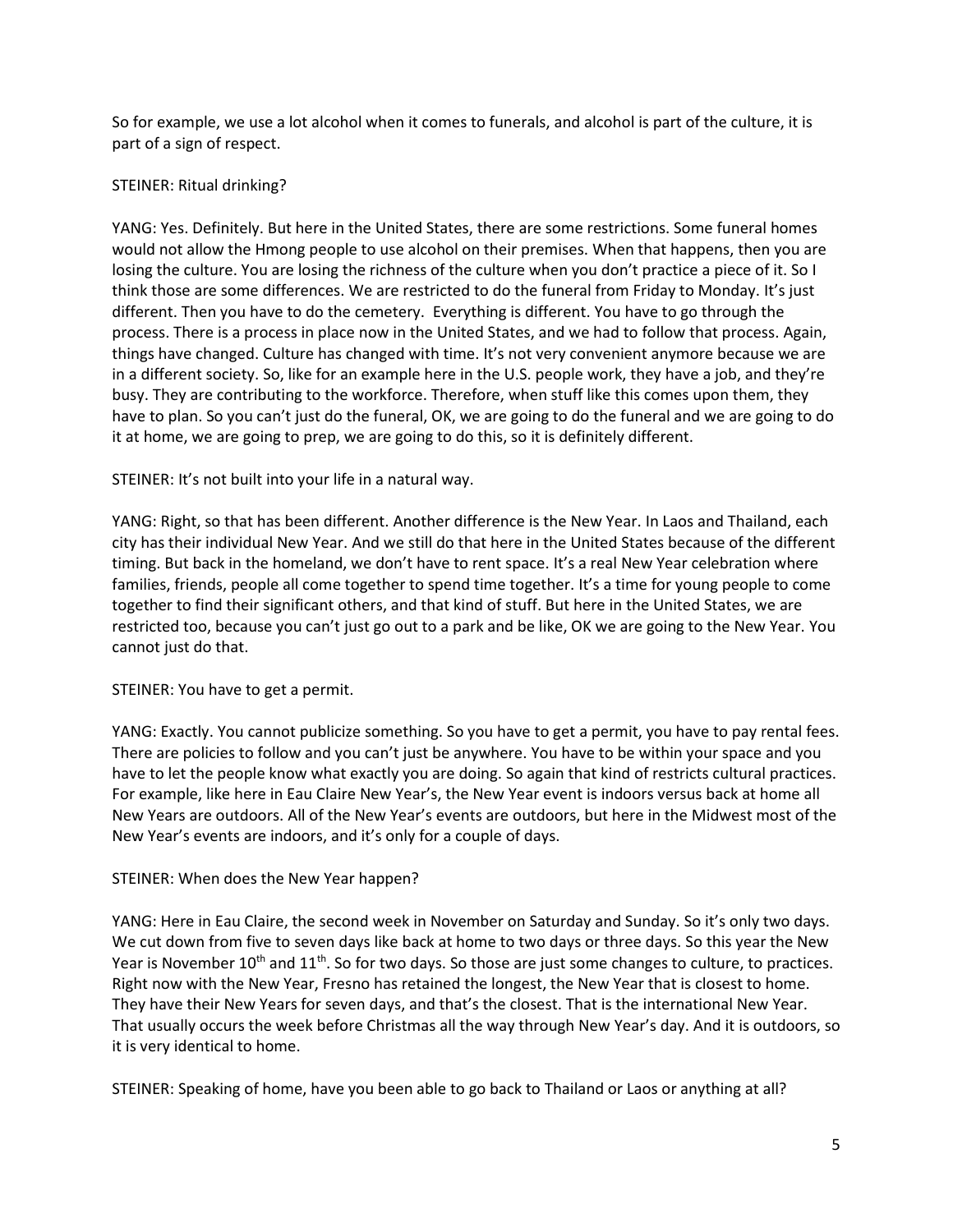So for example, we use a lot alcohol when it comes to funerals, and alcohol is part of the culture, it is part of a sign of respect.

STEINER: Ritual drinking?

YANG: Yes. Definitely. But here in the United States, there are some restrictions. Some funeral homes would not allow the Hmong people to use alcohol on their premises. When that happens, then you are losing the culture. You are losing the richness of the culture when you don't practice a piece of it. So I think those are some differences. We are restricted to do the funeral from Friday to Monday. It's just different. Then you have to do the cemetery. Everything is different. You have to go through the process. There is a process in place now in the United States, and we had to follow that process. Again, things have changed. Culture has changed with time. It's not very convenient anymore because we are in a different society. So, like for an example here in the U.S. people work, they have a job, and they're busy. They are contributing to the workforce. Therefore, when stuff like this comes upon them, they have to plan. So you can't just do the funeral, OK, we are going to do the funeral and we are going to do it at home, we are going to prep, we are going to do this, so it is definitely different.

STEINER: It's not built into your life in a natural way.

YANG: Right, so that has been different. Another difference is the New Year. In Laos and Thailand, each city has their individual New Year. And we still do that here in the United States because of the different timing. But back in the homeland, we don't have to rent space. It's a real New Year celebration where families, friends, people all come together to spend time together. It's a time for young people to come together to find their significant others, and that kind of stuff. But here in the United States, we are restricted too, because you can't just go out to a park and be like, OK we are going to the New Year. You cannot just do that.

STEINER: You have to get a permit.

YANG: Exactly. You cannot publicize something. So you have to get a permit, you have to pay rental fees. There are policies to follow and you can't just be anywhere. You have to be within your space and you have to let the people know what exactly you are doing. So again that kind of restricts cultural practices. For example, like here in Eau Claire New Year's, the New Year event is indoors versus back at home all New Years are outdoors. All of the New Year's events are outdoors, but here in the Midwest most of the New Year's events are indoors, and it's only for a couple of days.

STEINER: When does the New Year happen?

YANG: Here in Eau Claire, the second week in November on Saturday and Sunday. So it's only two days. We cut down from five to seven days like back at home to two days or three days. So this year the New Year is November 10th and 11th. So for two days. So those are just some changes to culture, to practices. Right now with the New Year, Fresno has retained the longest, the New Year that is closest to home. They have their New Years for seven days, and that's the closest. That is the international New Year. That usually occurs the week before Christmas all the way through New Year's day. And it is outdoors, so it is very identical to home.

STEINER: Speaking of home, have you been able to go back to Thailand or Laos or anything at all?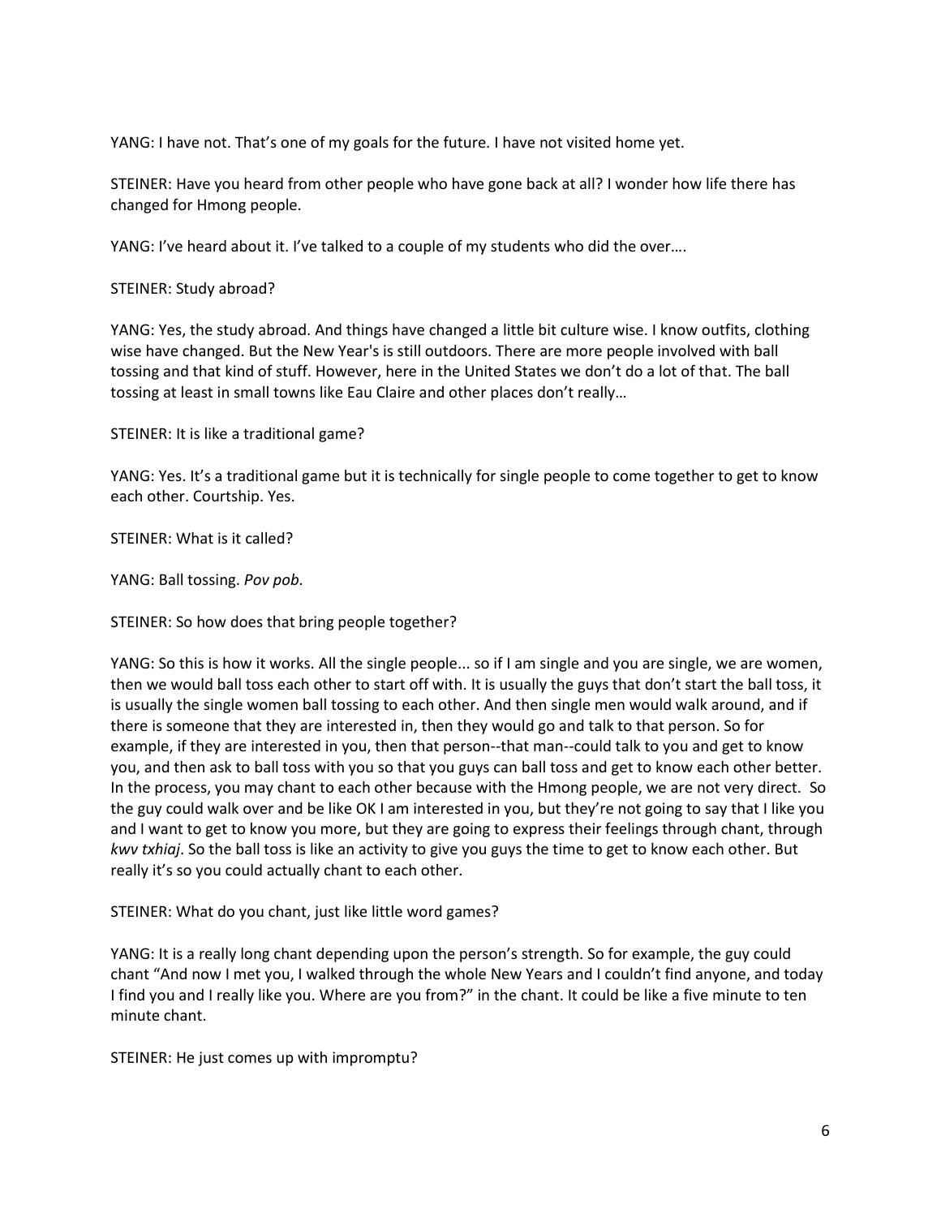YANG: I have not. That's one of my goals for the future. I have not visited home yet.

STEINER: Have you heard from other people who have gone back at all? I wonder how life there has changed for Hmong people.

YANG: I've heard about it. I've talked to a couple of my students who did the over….

STEINER: Study abroad?

YANG: Yes, the study abroad. And things have changed a little bit culture wise. I know outfits, clothing wise have changed. But the New Year's is still outdoors. There are more people involved with ball tossing and that kind of stuff. However, here in the United States we don't do a lot of that. The ball tossing at least in small towns like Eau Claire and other places don't really…

STEINER: It is like a traditional game?

YANG: Yes. It's a traditional game but it is technically for single people to come together to get to know each other. Courtship. Yes.

STEINER: What is it called?

YANG: Ball tossing. *Pov pob*.

STEINER: So how does that bring people together?

YANG: So this is how it works. All the single people... so if I am single and you are single, we are women, then we would ball toss each other to start off with. It is usually the guys that don't start the ball toss, it is usually the single women ball tossing to each other. And then single men would walk around, and if there is someone that they are interested in, then they would go and talk to that person. So for example, if they are interested in you, then that person--that man--could talk to you and get to know you, and then ask to ball toss with you so that you guys can ball toss and get to know each other better. In the process, you may chant to each other because with the Hmong people, we are not very direct. So the guy could walk over and be like OK I am interested in you, but they're not going to say that I like you and I want to get to know you more, but they are going to express their feelings through chant, through *kwv txhiaj*. So the ball toss is like an activity to give you guys the time to get to know each other. But really it's so you could actually chant to each other.

STEINER: What do you chant, just like little word games?

YANG: It is a really long chant depending upon the person's strength. So for example, the guy could chant "And now I met you, I walked through the whole New Years and I couldn't find anyone, and today I find you and I really like you. Where are you from?" in the chant. It could be like a five minute to ten minute chant.

STEINER: He just comes up with impromptu?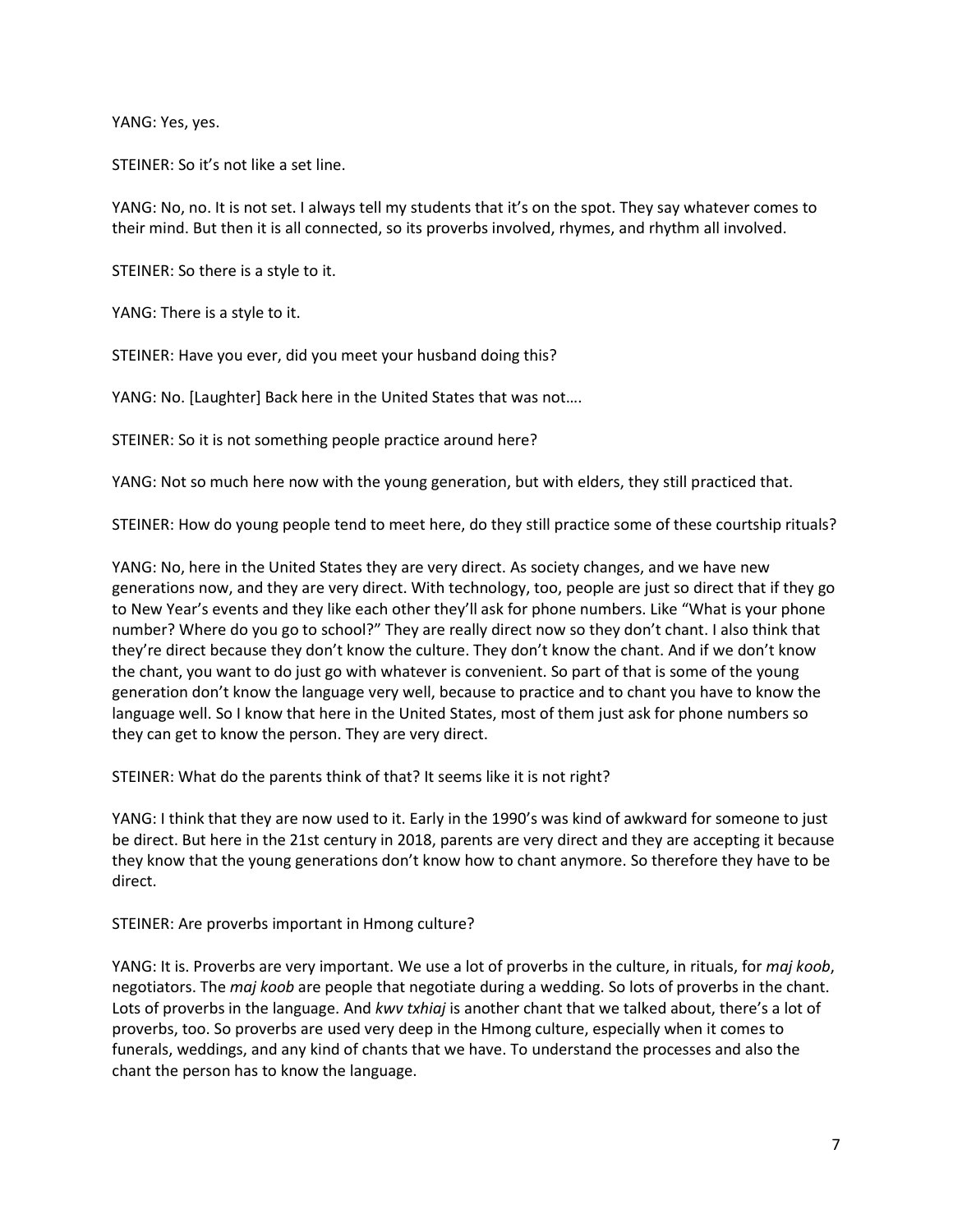YANG: Yes, yes.

STEINER: So it's not like a set line.

YANG: No, no. It is not set. I always tell my students that it's on the spot. They say whatever comes to their mind. But then it is all connected, so its proverbs involved, rhymes, and rhythm all involved.

STEINER: So there is a style to it.

YANG: There is a style to it.

STEINER: Have you ever, did you meet your husband doing this?

YANG: No. [Laughter] Back here in the United States that was not….

STEINER: So it is not something people practice around here?

YANG: Not so much here now with the young generation, but with elders, they still practiced that.

STEINER: How do young people tend to meet here, do they still practice some of these courtship rituals?

YANG: No, here in the United States they are very direct. As society changes, and we have new generations now, and they are very direct. With technology, too, people are just so direct that if they go to New Year's events and they like each other they'll ask for phone numbers. Like "What is your phone number? Where do you go to school?" They are really direct now so they don't chant. I also think that they're direct because they don't know the culture. They don't know the chant. And if we don't know the chant, you want to do just go with whatever is convenient. So part of that is some of the young generation don't know the language very well, because to practice and to chant you have to know the language well. So I know that here in the United States, most of them just ask for phone numbers so they can get to know the person. They are very direct.

STEINER: What do the parents think of that? It seems like it is not right?

YANG: I think that they are now used to it. Early in the 1990's was kind of awkward for someone to just be direct. But here in the 21st century in 2018, parents are very direct and they are accepting it because they know that the young generations don't know how to chant anymore. So therefore they have to be direct.

STEINER: Are proverbs important in Hmong culture?

YANG: It is. Proverbs are very important. We use a lot of proverbs in the culture, in rituals, for *maj koob*, negotiators. The *maj koob* are people that negotiate during a wedding. So lots of proverbs in the chant. Lots of proverbs in the language. And *kwv txhiaj* is another chant that we talked about, there's a lot of proverbs, too. So proverbs are used very deep in the Hmong culture, especially when it comes to funerals, weddings, and any kind of chants that we have. To understand the processes and also the chant the person has to know the language.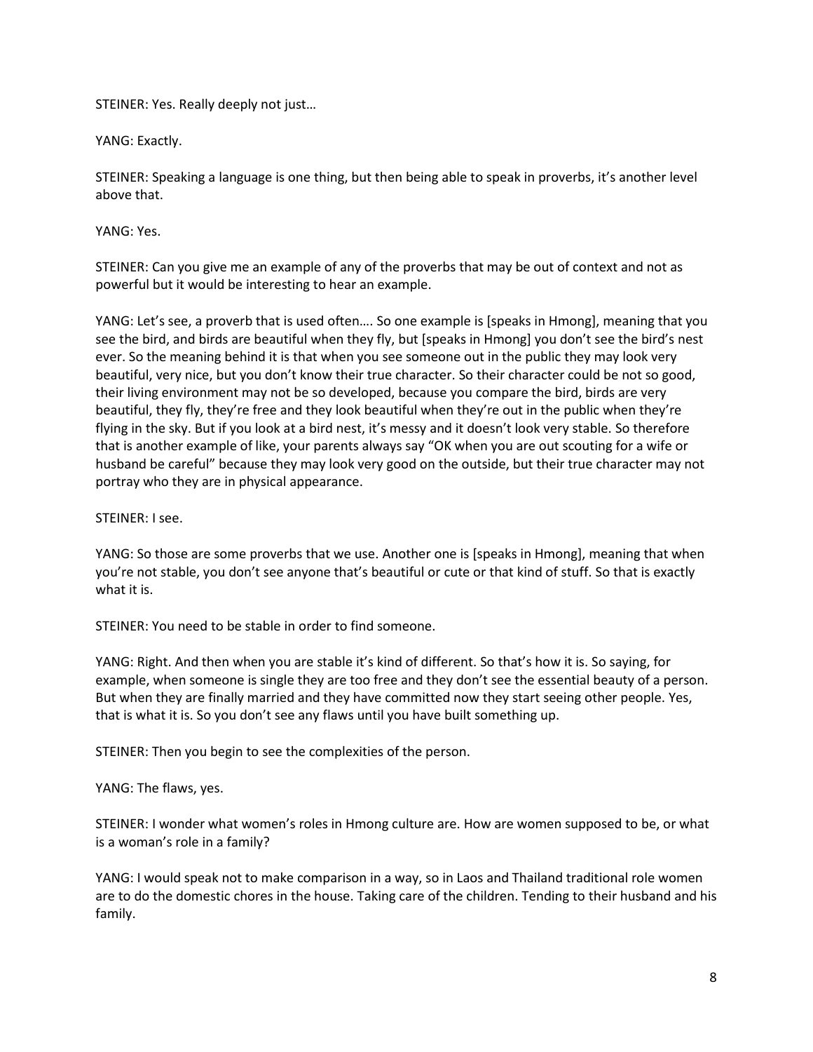STEINER: Yes. Really deeply not just…

YANG: Exactly.

STEINER: Speaking a language is one thing, but then being able to speak in proverbs, it's another level above that.

YANG: Yes.

STEINER: Can you give me an example of any of the proverbs that may be out of context and not as powerful but it would be interesting to hear an example.

YANG: Let's see, a proverb that is used often…. So one example is [speaks in Hmong], meaning that you see the bird, and birds are beautiful when they fly, but [speaks in Hmong] you don't see the bird's nest ever. So the meaning behind it is that when you see someone out in the public they may look very beautiful, very nice, but you don't know their true character. So their character could be not so good, their living environment may not be so developed, because you compare the bird, birds are very beautiful, they fly, they're free and they look beautiful when they're out in the public when they're flying in the sky. But if you look at a bird nest, it's messy and it doesn't look very stable. So therefore that is another example of like, your parents always say "OK when you are out scouting for a wife or husband be careful" because they may look very good on the outside, but their true character may not portray who they are in physical appearance.

STEINER: I see.

YANG: So those are some proverbs that we use. Another one is [speaks in Hmong], meaning that when you're not stable, you don't see anyone that's beautiful or cute or that kind of stuff. So that is exactly what it is.

STEINER: You need to be stable in order to find someone.

YANG: Right. And then when you are stable it's kind of different. So that's how it is. So saying, for example, when someone is single they are too free and they don't see the essential beauty of a person. But when they are finally married and they have committed now they start seeing other people. Yes, that is what it is. So you don't see any flaws until you have built something up.

STEINER: Then you begin to see the complexities of the person.

YANG: The flaws, yes.

STEINER: I wonder what women's roles in Hmong culture are. How are women supposed to be, or what is a woman's role in a family?

YANG: I would speak not to make comparison in a way, so in Laos and Thailand traditional role women are to do the domestic chores in the house. Taking care of the children. Tending to their husband and his family.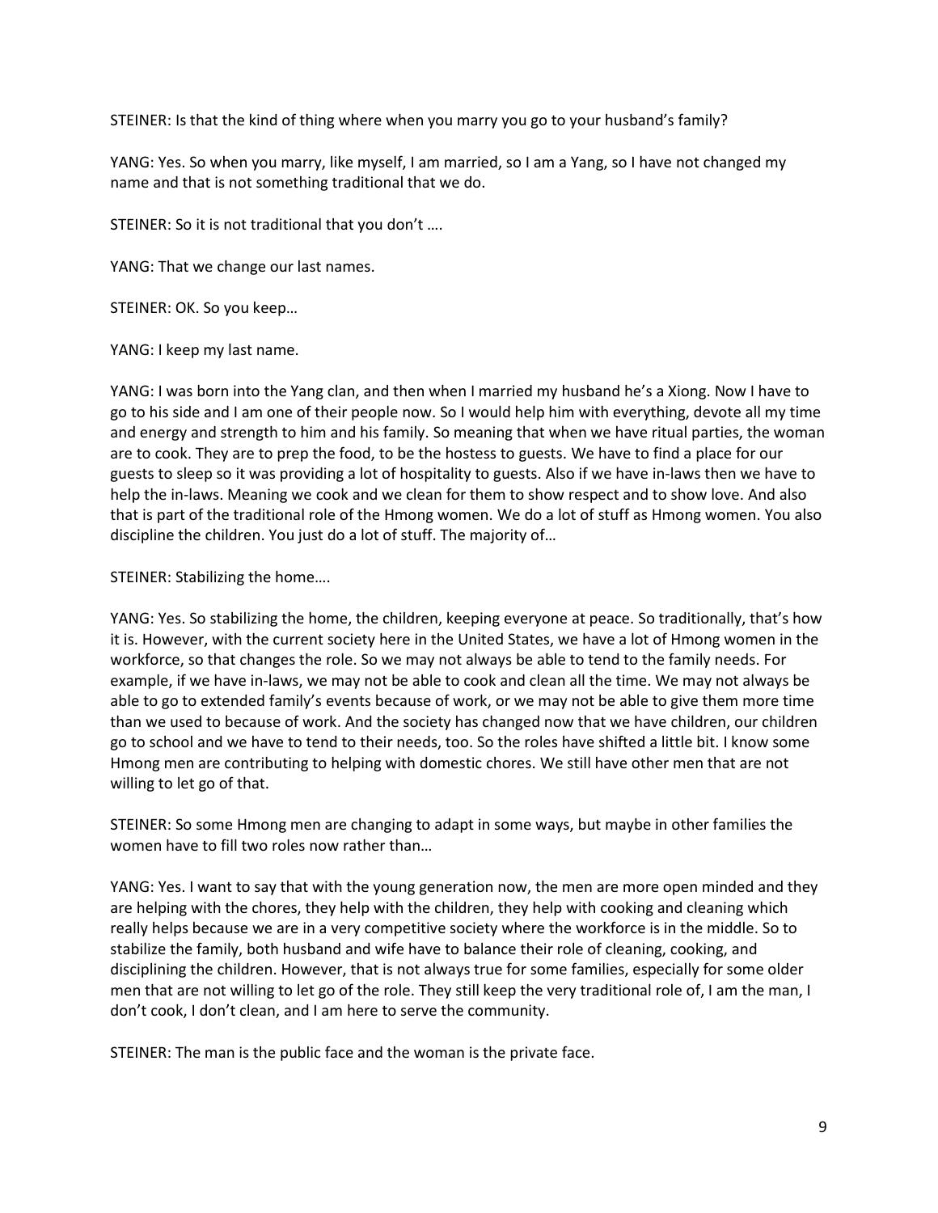STEINER: Is that the kind of thing where when you marry you go to your husband's family?

YANG: Yes. So when you marry, like myself, I am married, so I am a Yang, so I have not changed my name and that is not something traditional that we do.

STEINER: So it is not traditional that you don't ….

YANG: That we change our last names.

STEINER: OK. So you keep…

YANG: I keep my last name.

YANG: I was born into the Yang clan, and then when I married my husband he's a Xiong. Now I have to go to his side and I am one of their people now. So I would help him with everything, devote all my time and energy and strength to him and his family. So meaning that when we have ritual parties, the woman are to cook. They are to prep the food, to be the hostess to guests. We have to find a place for our guests to sleep so it was providing a lot of hospitality to guests. Also if we have in-laws then we have to help the in-laws. Meaning we cook and we clean for them to show respect and to show love. And also that is part of the traditional role of the Hmong women. We do a lot of stuff as Hmong women. You also discipline the children. You just do a lot of stuff. The majority of…

STEINER: Stabilizing the home….

YANG: Yes. So stabilizing the home, the children, keeping everyone at peace. So traditionally, that's how it is. However, with the current society here in the United States, we have a lot of Hmong women in the workforce, so that changes the role. So we may not always be able to tend to the family needs. For example, if we have in-laws, we may not be able to cook and clean all the time. We may not always be able to go to extended family's events because of work, or we may not be able to give them more time than we used to because of work. And the society has changed now that we have children, our children go to school and we have to tend to their needs, too. So the roles have shifted a little bit. I know some Hmong men are contributing to helping with domestic chores. We still have other men that are not willing to let go of that.

STEINER: So some Hmong men are changing to adapt in some ways, but maybe in other families the women have to fill two roles now rather than…

YANG: Yes. I want to say that with the young generation now, the men are more open minded and they are helping with the chores, they help with the children, they help with cooking and cleaning which really helps because we are in a very competitive society where the workforce is in the middle. So to stabilize the family, both husband and wife have to balance their role of cleaning, cooking, and disciplining the children. However, that is not always true for some families, especially for some older men that are not willing to let go of the role. They still keep the very traditional role of, I am the man, I don't cook, I don't clean, and I am here to serve the community.

STEINER: The man is the public face and the woman is the private face.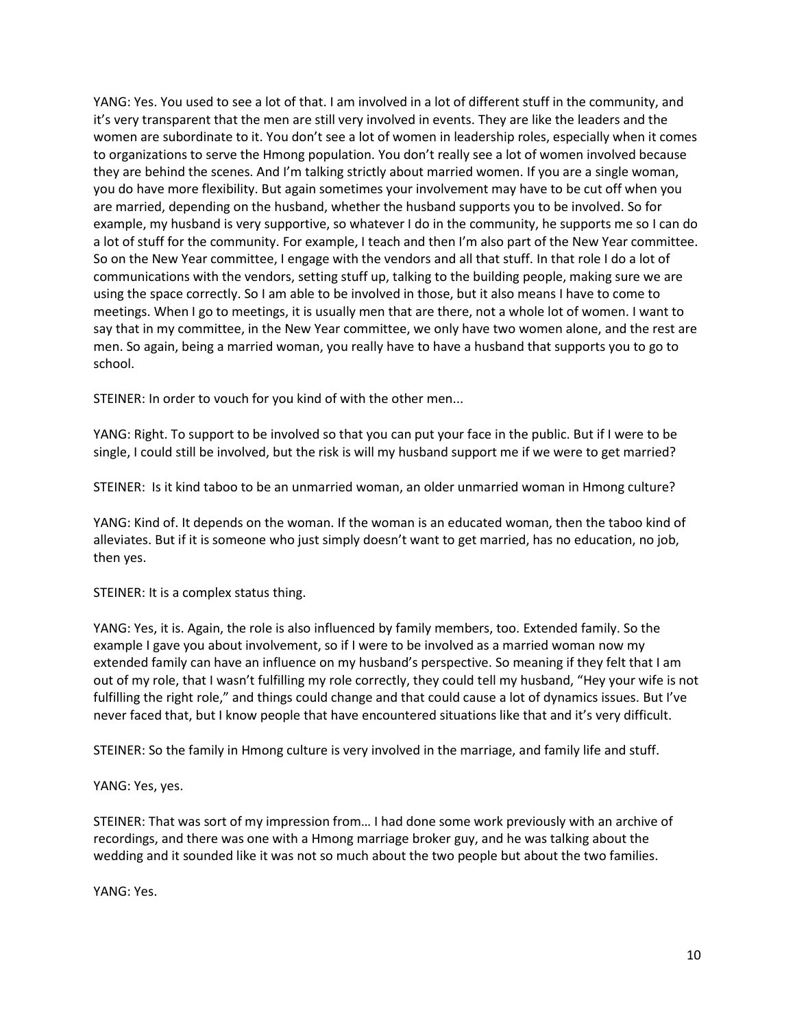YANG: Yes. You used to see a lot of that. I am involved in a lot of different stuff in the community, and it's very transparent that the men are still very involved in events. They are like the leaders and the women are subordinate to it. You don't see a lot of women in leadership roles, especially when it comes to organizations to serve the Hmong population. You don't really see a lot of women involved because they are behind the scenes. And I'm talking strictly about married women. If you are a single woman, you do have more flexibility. But again sometimes your involvement may have to be cut off when you are married, depending on the husband, whether the husband supports you to be involved. So for example, my husband is very supportive, so whatever I do in the community, he supports me so I can do a lot of stuff for the community. For example, I teach and then I'm also part of the New Year committee. So on the New Year committee, I engage with the vendors and all that stuff. In that role I do a lot of communications with the vendors, setting stuff up, talking to the building people, making sure we are using the space correctly. So I am able to be involved in those, but it also means I have to come to meetings. When I go to meetings, it is usually men that are there, not a whole lot of women. I want to say that in my committee, in the New Year committee, we only have two women alone, and the rest are men. So again, being a married woman, you really have to have a husband that supports you to go to school.

STEINER: In order to vouch for you kind of with the other men...

YANG: Right. To support to be involved so that you can put your face in the public. But if I were to be single, I could still be involved, but the risk is will my husband support me if we were to get married?

STEINER: Is it kind taboo to be an unmarried woman, an older unmarried woman in Hmong culture?

YANG: Kind of. It depends on the woman. If the woman is an educated woman, then the taboo kind of alleviates. But if it is someone who just simply doesn't want to get married, has no education, no job, then yes.

STEINER: It is a complex status thing.

YANG: Yes, it is. Again, the role is also influenced by family members, too. Extended family. So the example I gave you about involvement, so if I were to be involved as a married woman now my extended family can have an influence on my husband's perspective. So meaning if they felt that I am out of my role, that I wasn't fulfilling my role correctly, they could tell my husband, "Hey your wife is not fulfilling the right role," and things could change and that could cause a lot of dynamics issues. But I've never faced that, but I know people that have encountered situations like that and it's very difficult.

STEINER: So the family in Hmong culture is very involved in the marriage, and family life and stuff.

YANG: Yes, yes.

STEINER: That was sort of my impression from… I had done some work previously with an archive of recordings, and there was one with a Hmong marriage broker guy, and he was talking about the wedding and it sounded like it was not so much about the two people but about the two families.

YANG: Yes.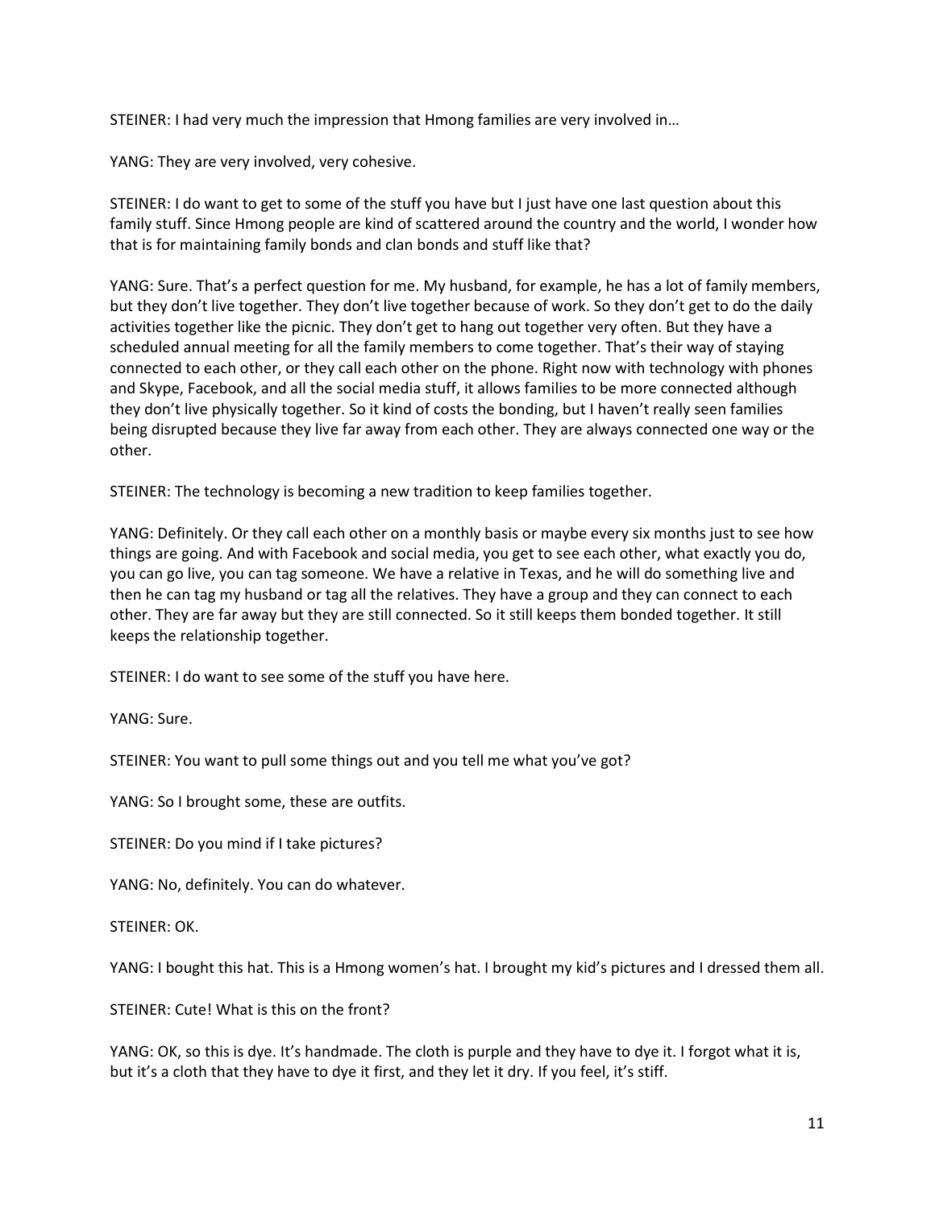STEINER: I had very much the impression that Hmong families are very involved in…

YANG: They are very involved, very cohesive.

STEINER: I do want to get to some of the stuff you have but I just have one last question about this family stuff. Since Hmong people are kind of scattered around the country and the world, I wonder how that is for maintaining family bonds and clan bonds and stuff like that?

YANG: Sure. That's a perfect question for me. My husband, for example, he has a lot of family members, but they don't live together. They don't live together because of work. So they don't get to do the daily activities together like the picnic. They don't get to hang out together very often. But they have a scheduled annual meeting for all the family members to come together. That's their way of staying connected to each other, or they call each other on the phone. Right now with technology with phones and Skype, Facebook, and all the social media stuff, it allows families to be more connected although they don't live physically together. So it kind of costs the bonding, but I haven't really seen families being disrupted because they live far away from each other. They are always connected one way or the other.

STEINER: The technology is becoming a new tradition to keep families together.

YANG: Definitely. Or they call each other on a monthly basis or maybe every six months just to see how things are going. And with Facebook and social media, you get to see each other, what exactly you do, you can go live, you can tag someone. We have a relative in Texas, and he will do something live and then he can tag my husband or tag all the relatives. They have a group and they can connect to each other. They are far away but they are still connected. So it still keeps them bonded together. It still keeps the relationship together.

STEINER: I do want to see some of the stuff you have here.

YANG: Sure.

STEINER: You want to pull some things out and you tell me what you've got?

YANG: So I brought some, these are outfits.

STEINER: Do you mind if I take pictures?

YANG: No, definitely. You can do whatever.

STEINER: OK.

YANG: I bought this hat. This is a Hmong women's hat. I brought my kid's pictures and I dressed them all.

STEINER: Cute! What is this on the front?

YANG: OK, so this is dye. It's handmade. The cloth is purple and they have to dye it. I forgot what it is, but it's a cloth that they have to dye it first, and they let it dry. If you feel, it's stiff.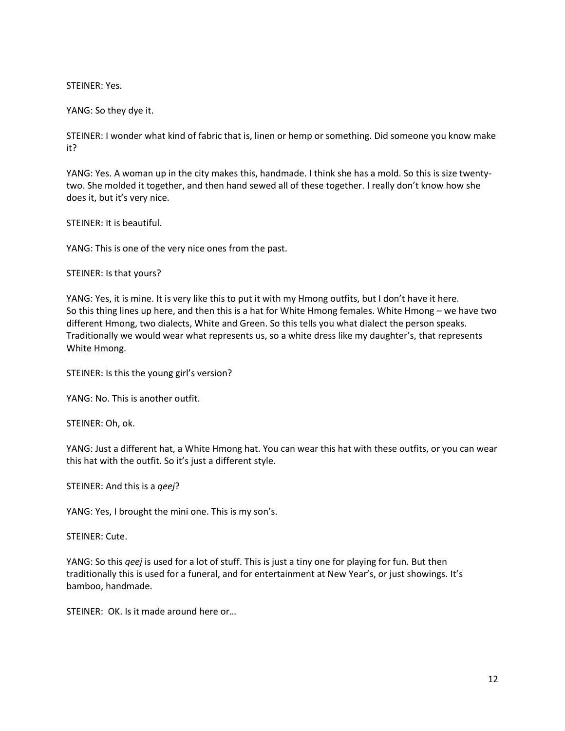STEINER: Yes.

YANG: So they dye it.

STEINER: I wonder what kind of fabric that is, linen or hemp or something. Did someone you know make it?

YANG: Yes. A woman up in the city makes this, handmade. I think she has a mold. So this is size twenty-two. She molded it together, and then hand sewed all of these together. I really don't know how she does it, but it's very nice.

STEINER: It is beautiful.

YANG: This is one of the very nice ones from the past.

STEINER: Is that yours?

YANG: Yes, it is mine. It is very like this to put it with my Hmong outfits, but I don't have it here. So this thing lines up here, and then this is a hat for White Hmong females. White Hmong – we have two different Hmong, two dialects, White and Green. So this tells you what dialect the person speaks. Traditionally we would wear what represents us, so a white dress like my daughter's, that represents White Hmong.

STEINER: Is this the young girl's version?

YANG: No. This is another outfit.

STEINER: Oh, ok.

YANG: Just a different hat, a White Hmong hat. You can wear this hat with these outfits, or you can wear this hat with the outfit. So it's just a different style.

STEINER: And this is a *qeej*?

YANG: Yes, I brought the mini one. This is my son's.

STEINER: Cute.

YANG: So this *qeej* is used for a lot of stuff. This is just a tiny one for playing for fun. But then traditionally this is used for a funeral, and for entertainment at New Year's, or just showings. It's bamboo, handmade.

STEINER: OK. Is it made around here or…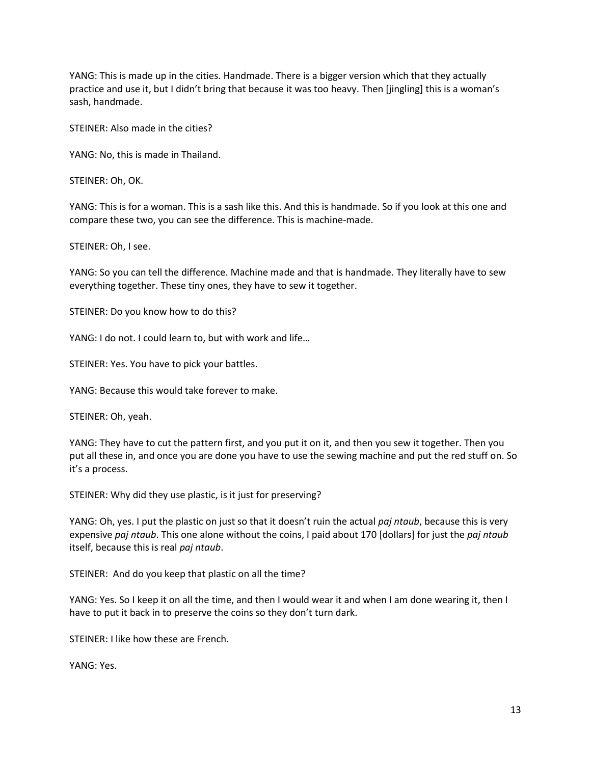YANG: This is made up in the cities. Handmade. There is a bigger version which that they actually practice and use it, but I didn't bring that because it was too heavy. Then [jingling] this is a woman's sash, handmade.

STEINER: Also made in the cities?

YANG: No, this is made in Thailand.

STEINER: Oh, OK.

YANG: This is for a woman. This is a sash like this. And this is handmade. So if you look at this one and compare these two, you can see the difference. This is machine-made.

STEINER: Oh, I see.

YANG: So you can tell the difference. Machine made and that is handmade. They literally have to sew everything together. These tiny ones, they have to sew it together.

STEINER: Do you know how to do this?

YANG: I do not. I could learn to, but with work and life…

STEINER: Yes. You have to pick your battles.

YANG: Because this would take forever to make.

STEINER: Oh, yeah.

YANG: They have to cut the pattern first, and you put it on it, and then you sew it together. Then you put all these in, and once you are done you have to use the sewing machine and put the red stuff on. So it's a process.

STEINER: Why did they use plastic, is it just for preserving?

YANG: Oh, yes. I put the plastic on just so that it doesn't ruin the actual *paj ntaub*, because this is very expensive *paj ntaub*. This one alone without the coins, I paid about 170 [dollars] for just the *paj ntaub* itself, because this is real *paj ntaub*.

STEINER: And do you keep that plastic on all the time?

YANG: Yes. So I keep it on all the time, and then I would wear it and when I am done wearing it, then I have to put it back in to preserve the coins so they don't turn dark.

STEINER: I like how these are French.

YANG: Yes.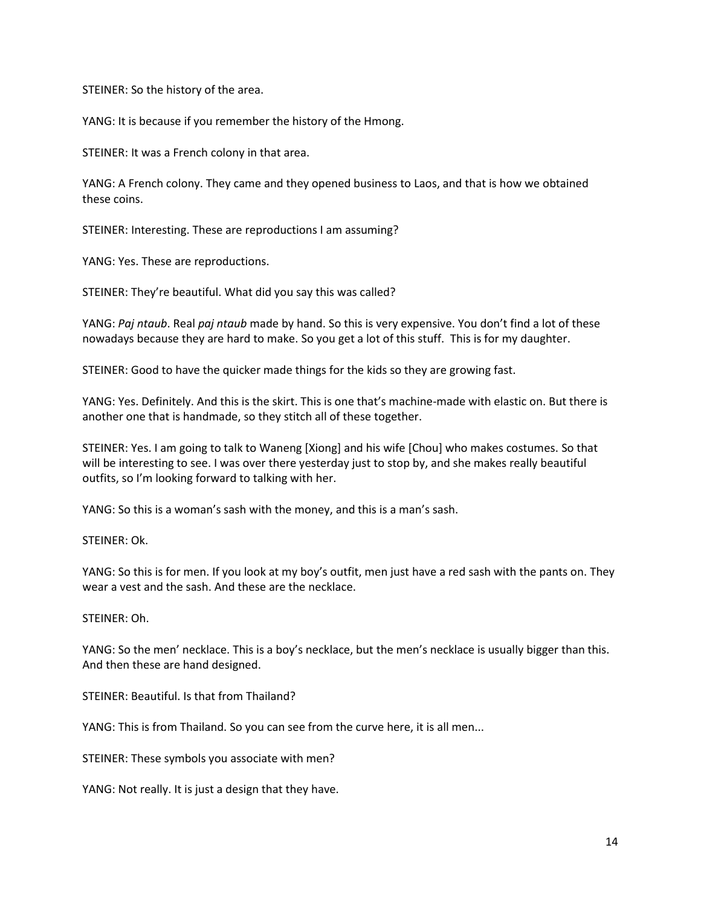STEINER: So the history of the area.

YANG: It is because if you remember the history of the Hmong.

STEINER: It was a French colony in that area.

YANG: A French colony. They came and they opened business to Laos, and that is how we obtained these coins.

STEINER: Interesting. These are reproductions I am assuming?

YANG: Yes. These are reproductions.

STEINER: They're beautiful. What did you say this was called?

YANG: *Paj ntaub*. Real *paj ntaub* made by hand. So this is very expensive. You don't find a lot of these nowadays because they are hard to make. So you get a lot of this stuff. This is for my daughter.

STEINER: Good to have the quicker made things for the kids so they are growing fast.

YANG: Yes. Definitely. And this is the skirt. This is one that's machine-made with elastic on. But there is another one that is handmade, so they stitch all of these together.

STEINER: Yes. I am going to talk to Waneng [Xiong] and his wife [Chou] who makes costumes. So that will be interesting to see. I was over there yesterday just to stop by, and she makes really beautiful outfits, so I'm looking forward to talking with her.

YANG: So this is a woman's sash with the money, and this is a man's sash.

STEINER: Ok.

YANG: So this is for men. If you look at my boy's outfit, men just have a red sash with the pants on. They wear a vest and the sash. And these are the necklace.

STEINER: Oh.

YANG: So the men' necklace. This is a boy's necklace, but the men's necklace is usually bigger than this. And then these are hand designed.

STEINER: Beautiful. Is that from Thailand?

YANG: This is from Thailand. So you can see from the curve here, it is all men...

STEINER: These symbols you associate with men?

YANG: Not really. It is just a design that they have.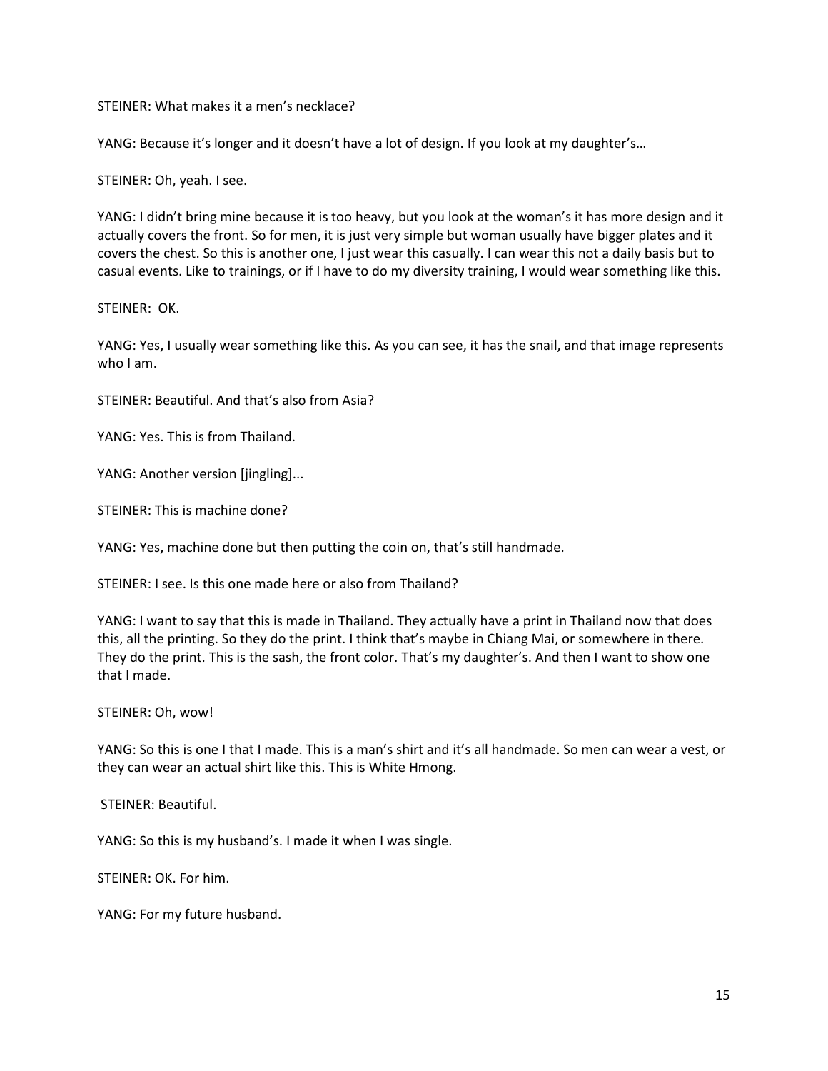STEINER: What makes it a men's necklace?

YANG: Because it's longer and it doesn't have a lot of design. If you look at my daughter's…

STEINER: Oh, yeah. I see.

YANG: I didn't bring mine because it is too heavy, but you look at the woman's it has more design and it actually covers the front. So for men, it is just very simple but woman usually have bigger plates and it covers the chest. So this is another one, I just wear this casually. I can wear this not a daily basis but to casual events. Like to trainings, or if I have to do my diversity training, I would wear something like this.

STEINER: OK.

YANG: Yes, I usually wear something like this. As you can see, it has the snail, and that image represents who I am.

STEINER: Beautiful. And that's also from Asia?

YANG: Yes. This is from Thailand.

YANG: Another version [jingling]...

STEINER: This is machine done?

YANG: Yes, machine done but then putting the coin on, that's still handmade.

STEINER: I see. Is this one made here or also from Thailand?

YANG: I want to say that this is made in Thailand. They actually have a print in Thailand now that does this, all the printing. So they do the print. I think that's maybe in Chiang Mai, or somewhere in there. They do the print. This is the sash, the front color. That's my daughter's. And then I want to show one that I made.

STEINER: Oh, wow!

YANG: So this is one I that I made. This is a man's shirt and it's all handmade. So men can wear a vest, or they can wear an actual shirt like this. This is White Hmong.

STEINER: Beautiful.

YANG: So this is my husband's. I made it when I was single.

STEINER: OK. For him.

YANG: For my future husband.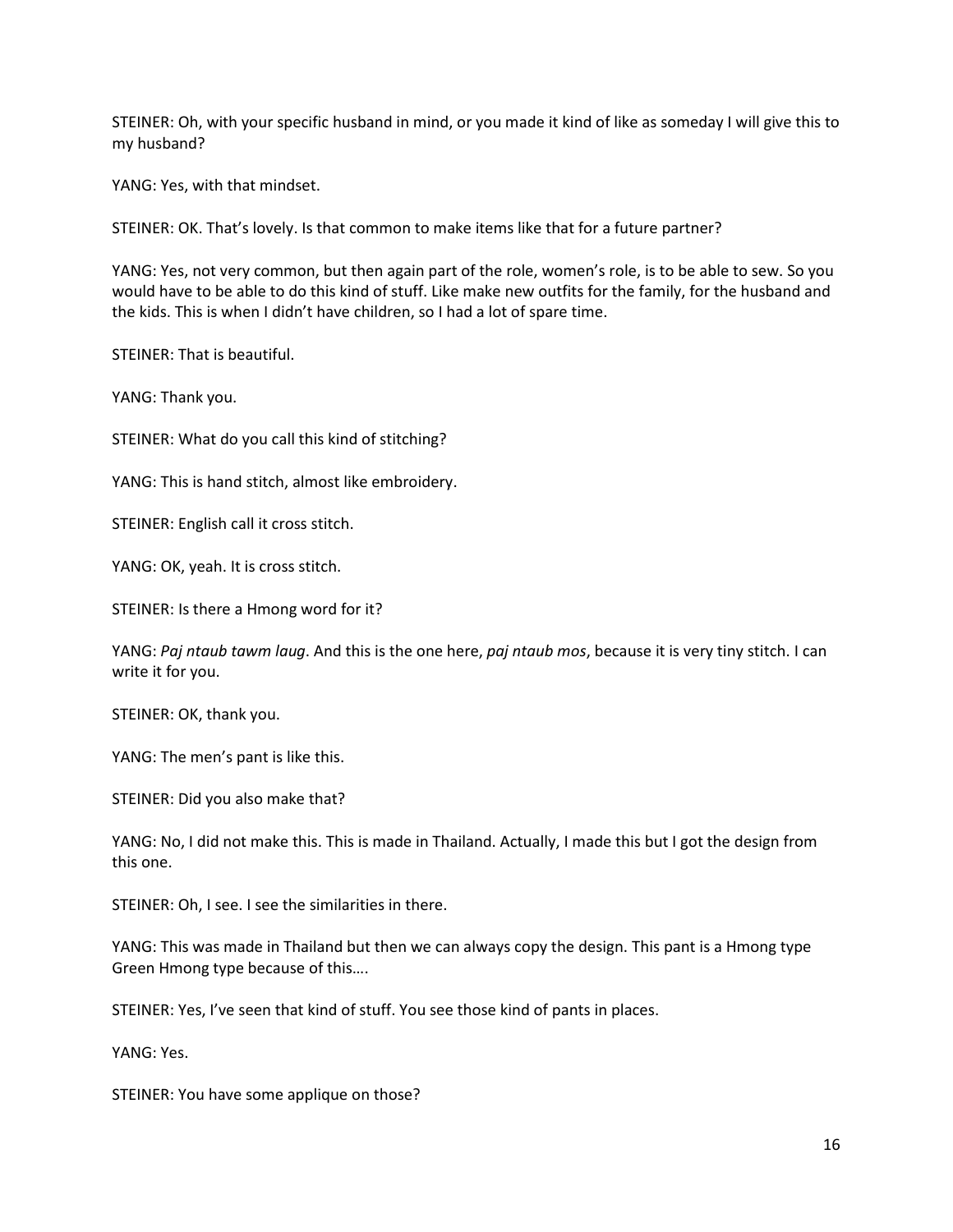STEINER: Oh, with your specific husband in mind, or you made it kind of like as someday I will give this to my husband?

YANG: Yes, with that mindset.

STEINER: OK. That's lovely. Is that common to make items like that for a future partner?

YANG: Yes, not very common, but then again part of the role, women's role, is to be able to sew. So you would have to be able to do this kind of stuff. Like make new outfits for the family, for the husband and the kids. This is when I didn't have children, so I had a lot of spare time.

STEINER: That is beautiful.

YANG: Thank you.

STEINER: What do you call this kind of stitching?

YANG: This is hand stitch, almost like embroidery.

STEINER: English call it cross stitch.

YANG: OK, yeah. It is cross stitch.

STEINER: Is there a Hmong word for it?

YANG: *Paj ntaub tawm laug*. And this is the one here, *paj ntaub mos*, because it is very tiny stitch. I can write it for you.

STEINER: OK, thank you.

YANG: The men's pant is like this.

STEINER: Did you also make that?

YANG: No, I did not make this. This is made in Thailand. Actually, I made this but I got the design from this one.

STEINER: Oh, I see. I see the similarities in there.

YANG: This was made in Thailand but then we can always copy the design. This pant is a Hmong type Green Hmong type because of this….

STEINER: Yes, I've seen that kind of stuff. You see those kind of pants in places.

YANG: Yes.

STEINER: You have some applique on those?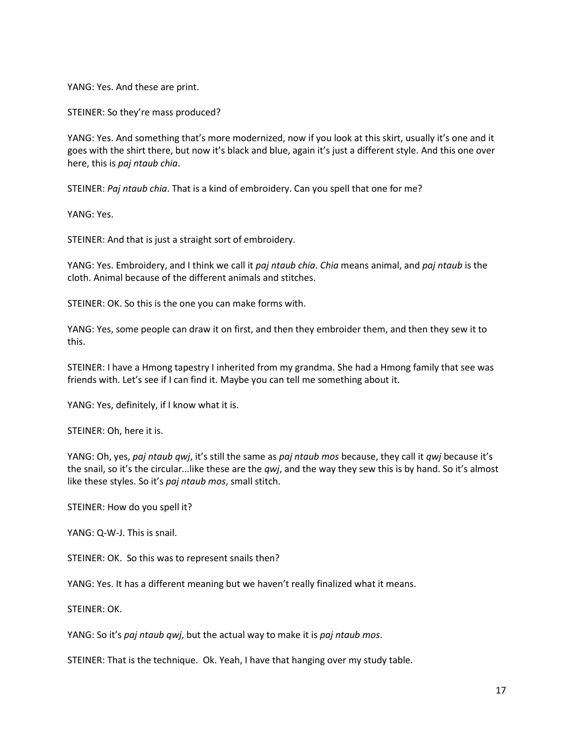YANG: Yes. And these are print.

STEINER: So they're mass produced?

YANG: Yes. And something that's more modernized, now if you look at this skirt, usually it's one and it goes with the shirt there, but now it's black and blue, again it's just a different style. And this one over here, this is *paj ntaub chia*.

STEINER: *Paj ntaub chia*. That is a kind of embroidery. Can you spell that one for me?

YANG: Yes.

STEINER: And that is just a straight sort of embroidery.

YANG: Yes. Embroidery, and I think we call it *paj ntaub chia*. *Chia* means animal, and *paj ntaub* is the cloth. Animal because of the different animals and stitches.

STEINER: OK. So this is the one you can make forms with.

YANG: Yes, some people can draw it on first, and then they embroider them, and then they sew it to this.

STEINER: I have a Hmong tapestry I inherited from my grandma. She had a Hmong family that see was friends with. Let's see if I can find it. Maybe you can tell me something about it.

YANG: Yes, definitely, if I know what it is.

STEINER: Oh, here it is.

YANG: Oh, yes, *paj ntaub qwj*, it's still the same as *paj ntaub mos* because, they call it *qwj* because it's the snail, so it's the circular...like these are the *qwj*, and the way they sew this is by hand. So it's almost like these styles. So it's *paj ntaub mos*, small stitch.

STEINER: How do you spell it?

YANG: Q-W-J. This is snail.

STEINER: OK. So this was to represent snails then?

YANG: Yes. It has a different meaning but we haven't really finalized what it means.

STEINER: OK.

YANG: So it's *paj ntaub qwj*, but the actual way to make it is *paj ntaub mos*.

STEINER: That is the technique. Ok. Yeah, I have that hanging over my study table.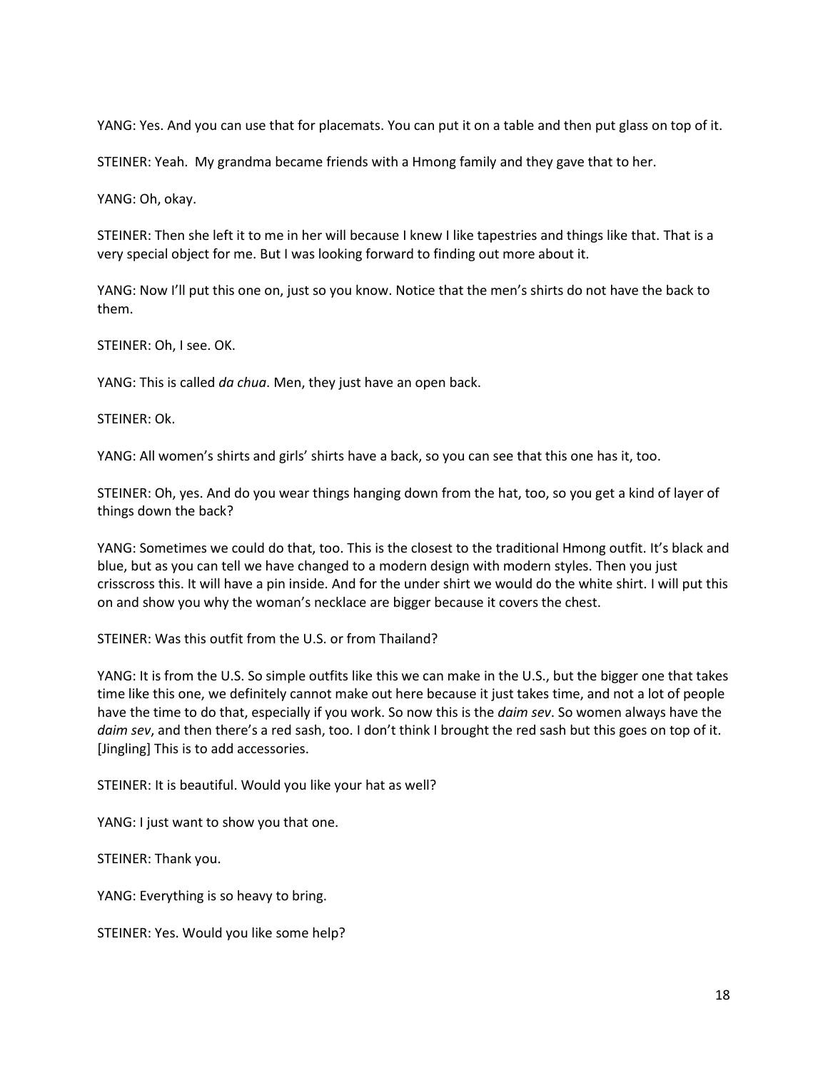YANG: Yes. And you can use that for placemats. You can put it on a table and then put glass on top of it.

STEINER: Yeah. My grandma became friends with a Hmong family and they gave that to her.

YANG: Oh, okay.

STEINER: Then she left it to me in her will because I knew I like tapestries and things like that. That is a very special object for me. But I was looking forward to finding out more about it.

YANG: Now I'll put this one on, just so you know. Notice that the men's shirts do not have the back to them.

STEINER: Oh, I see. OK.

YANG: This is called *da chua*. Men, they just have an open back.

STEINER: Ok.

YANG: All women's shirts and girls' shirts have a back, so you can see that this one has it, too.

STEINER: Oh, yes. And do you wear things hanging down from the hat, too, so you get a kind of layer of things down the back?

YANG: Sometimes we could do that, too. This is the closest to the traditional Hmong outfit. It's black and blue, but as you can tell we have changed to a modern design with modern styles. Then you just crisscross this. It will have a pin inside. And for the under shirt we would do the white shirt. I will put this on and show you why the woman's necklace are bigger because it covers the chest.

STEINER: Was this outfit from the U.S. or from Thailand?

YANG: It is from the U.S. So simple outfits like this we can make in the U.S., but the bigger one that takes time like this one, we definitely cannot make out here because it just takes time, and not a lot of people have the time to do that, especially if you work. So now this is the *daim sev*. So women always have the *daim sev*, and then there's a red sash, too. I don't think I brought the red sash but this goes on top of it. [Jingling] This is to add accessories.

STEINER: It is beautiful. Would you like your hat as well?

YANG: I just want to show you that one.

STEINER: Thank you.

YANG: Everything is so heavy to bring.

STEINER: Yes. Would you like some help?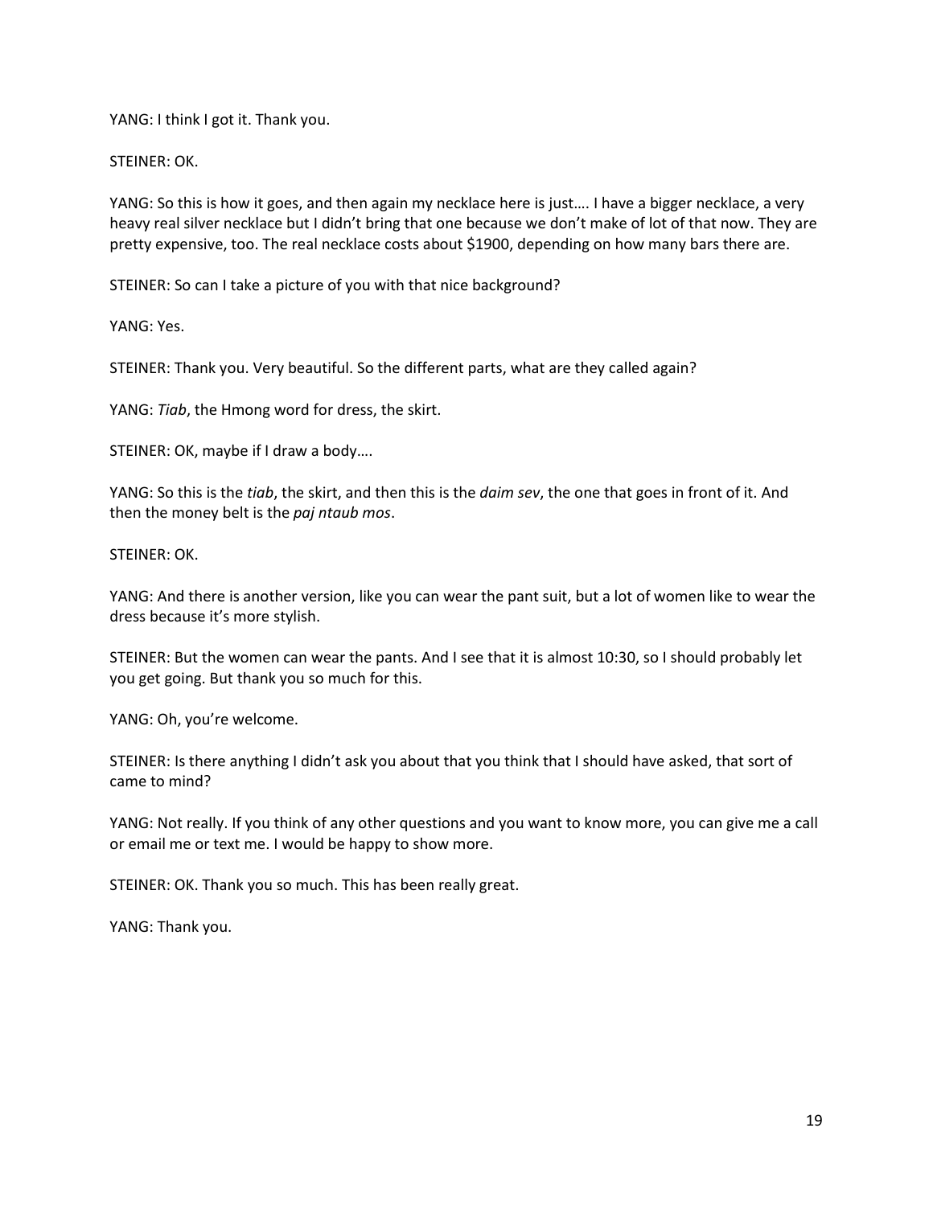YANG: I think I got it. Thank you.

STEINER: OK.

YANG: So this is how it goes, and then again my necklace here is just…. I have a bigger necklace, a very heavy real silver necklace but I didn't bring that one because we don't make of lot of that now. They are pretty expensive, too. The real necklace costs about $1900, depending on how many bars there are.

STEINER: So can I take a picture of you with that nice background?

YANG: Yes.

STEINER: Thank you. Very beautiful. So the different parts, what are they called again?

YANG: *Tiab*, the Hmong word for dress, the skirt.

STEINER: OK, maybe if I draw a body….

YANG: So this is the *tiab*, the skirt, and then this is the *daim sev*, the one that goes in front of it. And then the money belt is the *paj ntaub mos*.

STEINER: OK.

YANG: And there is another version, like you can wear the pant suit, but a lot of women like to wear the dress because it's more stylish.

STEINER: But the women can wear the pants. And I see that it is almost 10:30, so I should probably let you get going. But thank you so much for this.

YANG: Oh, you're welcome.

STEINER: Is there anything I didn't ask you about that you think that I should have asked, that sort of came to mind?

YANG: Not really. If you think of any other questions and you want to know more, you can give me a call or email me or text me. I would be happy to show more.

STEINER: OK. Thank you so much. This has been really great.

YANG: Thank you.